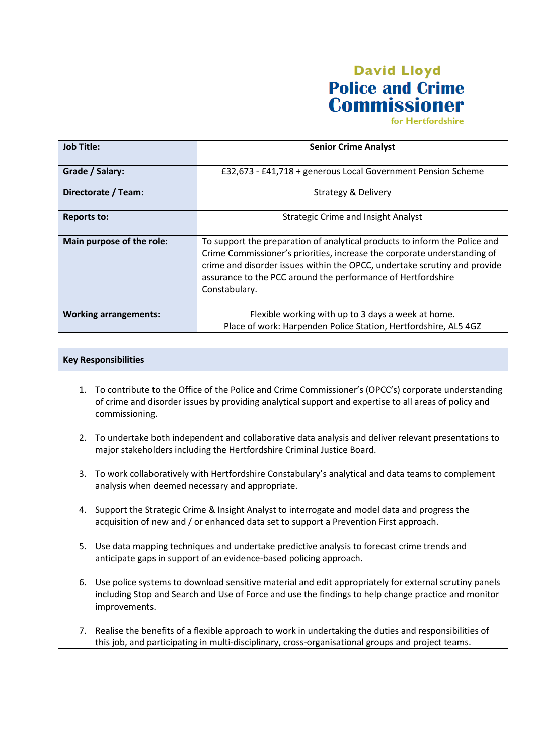David Lloyd
**Police and Crime Commissioner**
for Hertfordshire

| | |
|---|---|
| **Job Title:** | **Senior Crime Analyst** |
| **Grade / Salary:** | £32,673 - £41,718 + generous Local Government Pension Scheme |
| **Directorate / Team:** | Strategy & Delivery |
| **Reports to:** | Strategic Crime and Insight Analyst |
| **Main purpose of the role:** | To support the preparation of analytical products to inform the Police and Crime Commissioner's priorities, increase the corporate understanding of crime and disorder issues within the OPCC, undertake scrutiny and provide assurance to the PCC around the performance of Hertfordshire Constabulary. |
| **Working arrangements:** | Flexible working with up to 3 days a week at home.<br>Place of work: Harpenden Police Station, Hertfordshire, AL5 4GZ |

**Key Responsibilities**

1. To contribute to the Office of the Police and Crime Commissioner's (OPCC's) corporate understanding of crime and disorder issues by providing analytical support and expertise to all areas of policy and commissioning.

2. To undertake both independent and collaborative data analysis and deliver relevant presentations to major stakeholders including the Hertfordshire Criminal Justice Board.

3. To work collaboratively with Hertfordshire Constabulary's analytical and data teams to complement analysis when deemed necessary and appropriate.

4. Support the Strategic Crime & Insight Analyst to interrogate and model data and progress the acquisition of new and / or enhanced data set to support a Prevention First approach.

5. Use data mapping techniques and undertake predictive analysis to forecast crime trends and anticipate gaps in support of an evidence-based policing approach.

6. Use police systems to download sensitive material and edit appropriately for external scrutiny panels including Stop and Search and Use of Force and use the findings to help change practice and monitor improvements.

7. Realise the benefits of a flexible approach to work in undertaking the duties and responsibilities of this job, and participating in multi-disciplinary, cross-organisational groups and project teams.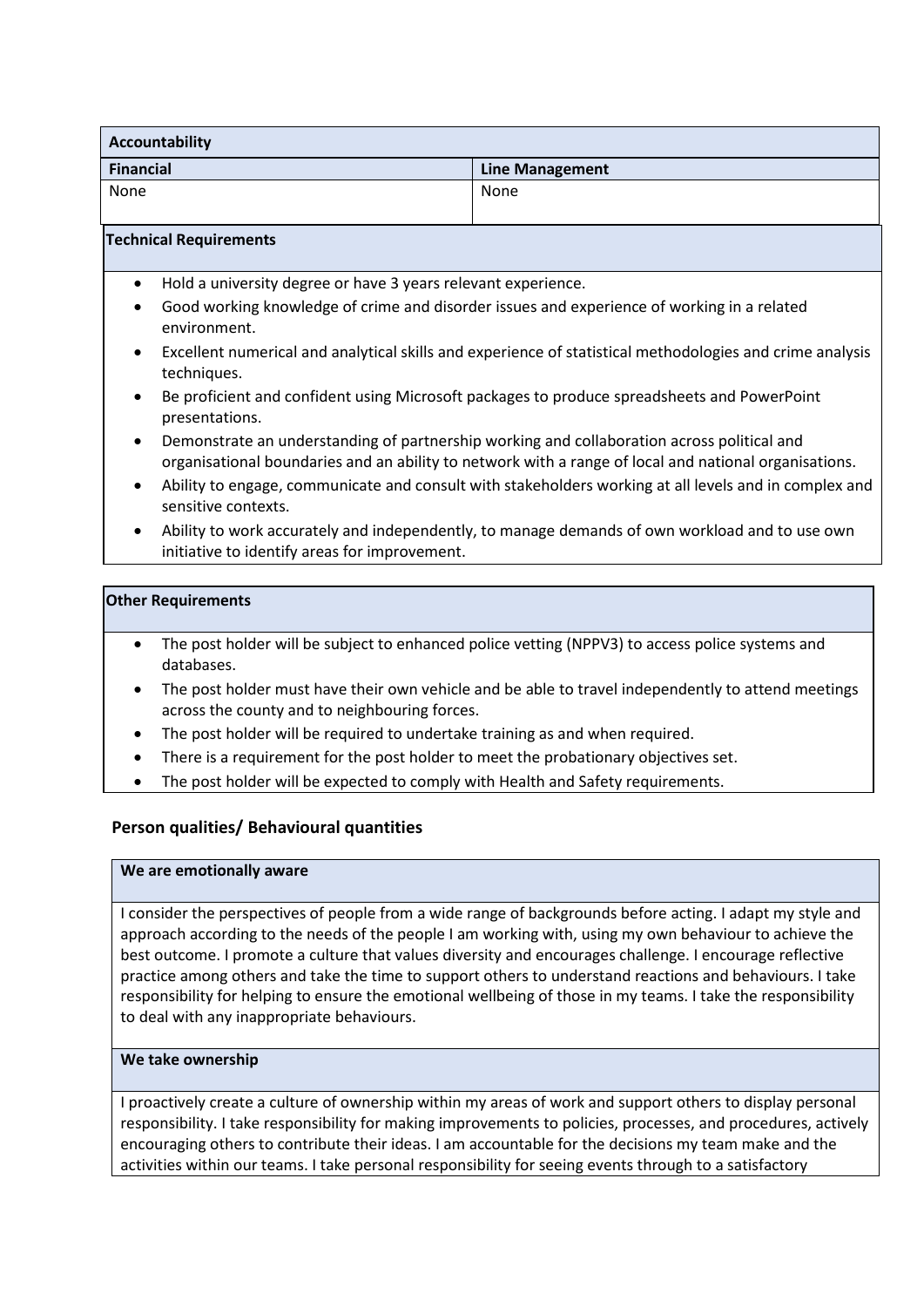| Accountability | |
|---|---|
| **Financial** | **Line Management** |
| None | None |

**Technical Requirements**

- Hold a university degree or have 3 years relevant experience.
- Good working knowledge of crime and disorder issues and experience of working in a related environment.
- Excellent numerical and analytical skills and experience of statistical methodologies and crime analysis techniques.
- Be proficient and confident using Microsoft packages to produce spreadsheets and PowerPoint presentations.
- Demonstrate an understanding of partnership working and collaboration across political and organisational boundaries and an ability to network with a range of local and national organisations.
- Ability to engage, communicate and consult with stakeholders working at all levels and in complex and sensitive contexts.
- Ability to work accurately and independently, to manage demands of own workload and to use own initiative to identify areas for improvement.

**Other Requirements**

- The post holder will be subject to enhanced police vetting (NPPV3) to access police systems and databases.
- The post holder must have their own vehicle and be able to travel independently to attend meetings across the county and to neighbouring forces.
- The post holder will be required to undertake training as and when required.
- There is a requirement for the post holder to meet the probationary objectives set.
- The post holder will be expected to comply with Health and Safety requirements.

## Person qualities/ Behavioural quantities

**We are emotionally aware**

I consider the perspectives of people from a wide range of backgrounds before acting. I adapt my style and approach according to the needs of the people I am working with, using my own behaviour to achieve the best outcome. I promote a culture that values diversity and encourages challenge. I encourage reflective practice among others and take the time to support others to understand reactions and behaviours. I take responsibility for helping to ensure the emotional wellbeing of those in my teams. I take the responsibility to deal with any inappropriate behaviours.

**We take ownership**

I proactively create a culture of ownership within my areas of work and support others to display personal responsibility. I take responsibility for making improvements to policies, processes, and procedures, actively encouraging others to contribute their ideas. I am accountable for the decisions my team make and the activities within our teams. I take personal responsibility for seeing events through to a satisfactory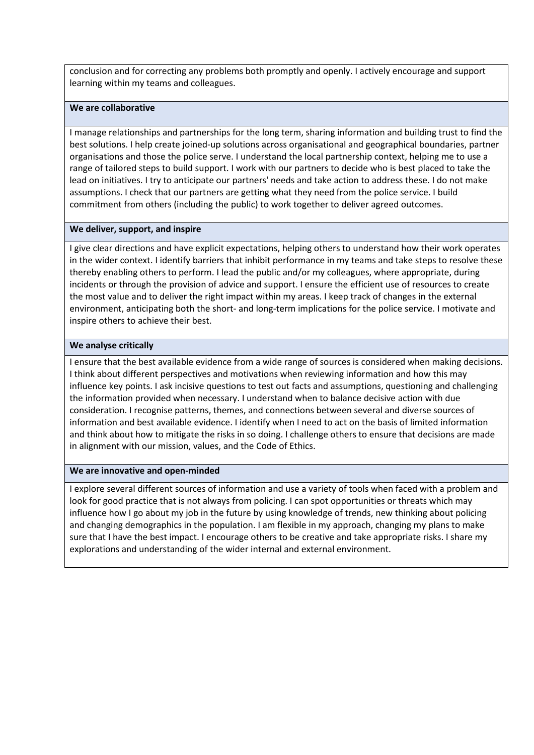| |
| --- |
| conclusion and for correcting any problems both promptly and openly. I actively encourage and support learning within my teams and colleagues. |
| **We are collaborative** |
| I manage relationships and partnerships for the long term, sharing information and building trust to find the best solutions. I help create joined-up solutions across organisational and geographical boundaries, partner organisations and those the police serve. I understand the local partnership context, helping me to use a range of tailored steps to build support. I work with our partners to decide who is best placed to take the lead on initiatives. I try to anticipate our partners' needs and take action to address these. I do not make assumptions. I check that our partners are getting what they need from the police service. I build commitment from others (including the public) to work together to deliver agreed outcomes. |
| **We deliver, support, and inspire** |
| I give clear directions and have explicit expectations, helping others to understand how their work operates in the wider context. I identify barriers that inhibit performance in my teams and take steps to resolve these thereby enabling others to perform. I lead the public and/or my colleagues, where appropriate, during incidents or through the provision of advice and support. I ensure the efficient use of resources to create the most value and to deliver the right impact within my areas. I keep track of changes in the external environment, anticipating both the short- and long-term implications for the police service. I motivate and inspire others to achieve their best. |
| **We analyse critically** |
| I ensure that the best available evidence from a wide range of sources is considered when making decisions. I think about different perspectives and motivations when reviewing information and how this may influence key points. I ask incisive questions to test out facts and assumptions, questioning and challenging the information provided when necessary. I understand when to balance decisive action with due consideration. I recognise patterns, themes, and connections between several and diverse sources of information and best available evidence. I identify when I need to act on the basis of limited information and think about how to mitigate the risks in so doing. I challenge others to ensure that decisions are made in alignment with our mission, values, and the Code of Ethics. |
| **We are innovative and open-minded** |
| I explore several different sources of information and use a variety of tools when faced with a problem and look for good practice that is not always from policing. I can spot opportunities or threats which may influence how I go about my job in the future by using knowledge of trends, new thinking about policing and changing demographics in the population. I am flexible in my approach, changing my plans to make sure that I have the best impact. I encourage others to be creative and take appropriate risks. I share my explorations and understanding of the wider internal and external environment. |